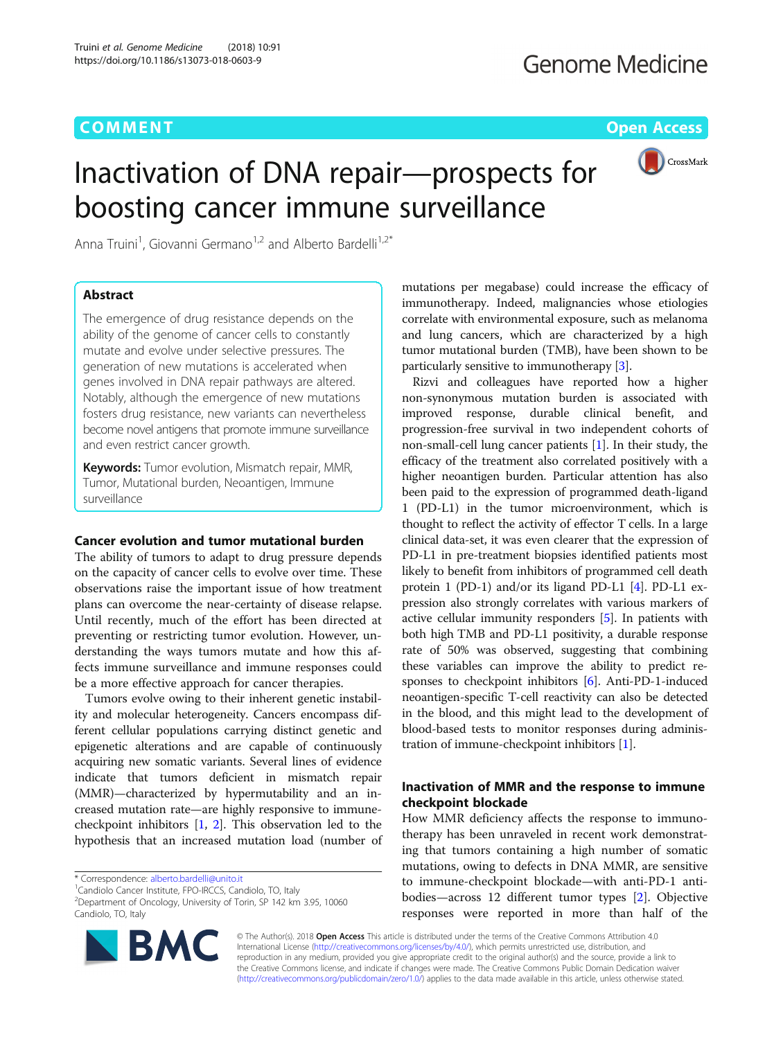COMMENT

Open Access

# Inactivation of DNA repair—prospects for boosting cancer immune surveillance

Anna Truini[1], Giovanni Germano[1,2] and Alberto Bardelli[1,2*]

## Abstract

The emergence of drug resistance depends on the ability of the genome of cancer cells to constantly mutate and evolve under selective pressures. The generation of new mutations is accelerated when genes involved in DNA repair pathways are altered. Notably, although the emergence of new mutations fosters drug resistance, new variants can nevertheless become novel antigens that promote immune surveillance and even restrict cancer growth.

**Keywords:** Tumor evolution, Mismatch repair, MMR, Tumor, Mutational burden, Neoantigen, Immune surveillance

## Cancer evolution and tumor mutational burden

The ability of tumors to adapt to drug pressure depends on the capacity of cancer cells to evolve over time. These observations raise the important issue of how treatment plans can overcome the near-certainty of disease relapse. Until recently, much of the effort has been directed at preventing or restricting tumor evolution. However, understanding the ways tumors mutate and how this affects immune surveillance and immune responses could be a more effective approach for cancer therapies.

Tumors evolve owing to their inherent genetic instability and molecular heterogeneity. Cancers encompass different cellular populations carrying distinct genetic and epigenetic alterations and are capable of continuously acquiring new somatic variants. Several lines of evidence indicate that tumors deficient in mismatch repair (MMR)—characterized by hypermutability and an increased mutation rate—are highly responsive to immune-checkpoint inhibitors [1, 2]. This observation led to the hypothesis that an increased mutation load (number of mutations per megabase) could increase the efficacy of immunotherapy. Indeed, malignancies whose etiologies correlate with environmental exposure, such as melanoma and lung cancers, which are characterized by a high tumor mutational burden (TMB), have been shown to be particularly sensitive to immunotherapy [3].

Rizvi and colleagues have reported how a higher non-synonymous mutation burden is associated with improved response, durable clinical benefit, and progression-free survival in two independent cohorts of non-small-cell lung cancer patients [1]. In their study, the efficacy of the treatment also correlated positively with a higher neoantigen burden. Particular attention has also been paid to the expression of programmed death-ligand 1 (PD-L1) in the tumor microenvironment, which is thought to reflect the activity of effector T cells. In a large clinical data-set, it was even clearer that the expression of PD-L1 in pre-treatment biopsies identified patients most likely to benefit from inhibitors of programmed cell death protein 1 (PD-1) and/or its ligand PD-L1 [4]. PD-L1 expression also strongly correlates with various markers of active cellular immunity responders [5]. In patients with both high TMB and PD-L1 positivity, a durable response rate of 50% was observed, suggesting that combining these variables can improve the ability to predict responses to checkpoint inhibitors [6]. Anti-PD-1-induced neoantigen-specific T-cell reactivity can also be detected in the blood, and this might lead to the development of blood-based tests to monitor responses during administration of immune-checkpoint inhibitors [1].

## Inactivation of MMR and the response to immune checkpoint blockade

How MMR deficiency affects the response to immunotherapy has been unraveled in recent work demonstrating that tumors containing a high number of somatic mutations, owing to defects in DNA MMR, are sensitive to immune-checkpoint blockade—with anti-PD-1 antibodies—across 12 different tumor types [2]. Objective responses were reported in more than half of the

\* Correspondence: alberto.bardelli@unito.it
[1]Candiolo Cancer Institute, FPO-IRCCS, Candiolo, TO, Italy
[2]Department of Oncology, University of Torin, SP 142 km 3.95, 10060 Candiolo, TO, Italy

© The Author(s). 2018 **Open Access** This article is distributed under the terms of the Creative Commons Attribution 4.0 International License (http://creativecommons.org/licenses/by/4.0/), which permits unrestricted use, distribution, and reproduction in any medium, provided you give appropriate credit to the original author(s) and the source, provide a link to the Creative Commons license, and indicate if changes were made. The Creative Commons Public Domain Dedication waiver (http://creativecommons.org/publicdomain/zero/1.0/) applies to the data made available in this article, unless otherwise stated.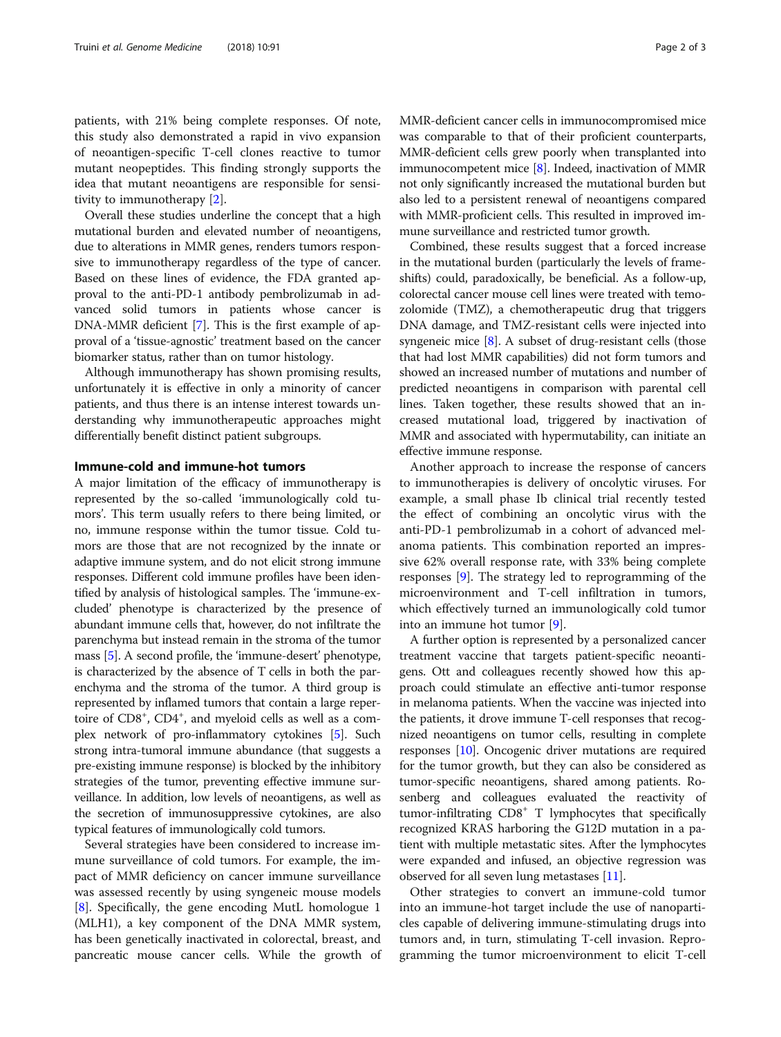patients, with 21% being complete responses. Of note, this study also demonstrated a rapid in vivo expansion of neoantigen-specific T-cell clones reactive to tumor mutant neopeptides. This finding strongly supports the idea that mutant neoantigens are responsible for sensitivity to immunotherapy [2].

Overall these studies underline the concept that a high mutational burden and elevated number of neoantigens, due to alterations in MMR genes, renders tumors responsive to immunotherapy regardless of the type of cancer. Based on these lines of evidence, the FDA granted approval to the anti-PD-1 antibody pembrolizumab in advanced solid tumors in patients whose cancer is DNA-MMR deficient [7]. This is the first example of approval of a 'tissue-agnostic' treatment based on the cancer biomarker status, rather than on tumor histology.

Although immunotherapy has shown promising results, unfortunately it is effective in only a minority of cancer patients, and thus there is an intense interest towards understanding why immunotherapeutic approaches might differentially benefit distinct patient subgroups.

## Immune-cold and immune-hot tumors

A major limitation of the efficacy of immunotherapy is represented by the so-called 'immunologically cold tumors'. This term usually refers to there being limited, or no, immune response within the tumor tissue. Cold tumors are those that are not recognized by the innate or adaptive immune system, and do not elicit strong immune responses. Different cold immune profiles have been identified by analysis of histological samples. The 'immune-excluded' phenotype is characterized by the presence of abundant immune cells that, however, do not infiltrate the parenchyma but instead remain in the stroma of the tumor mass [5]. A second profile, the 'immune-desert' phenotype, is characterized by the absence of T cells in both the parenchyma and the stroma of the tumor. A third group is represented by inflamed tumors that contain a large repertoire of $CD8^{+}$, $CD4^{+}$, and myeloid cells as well as a complex network of pro-inflammatory cytokines [5]. Such strong intra-tumoral immune abundance (that suggests a pre-existing immune response) is blocked by the inhibitory strategies of the tumor, preventing effective immune surveillance. In addition, low levels of neoantigens, as well as the secretion of immunosuppressive cytokines, are also typical features of immunologically cold tumors.

Several strategies have been considered to increase immune surveillance of cold tumors. For example, the impact of MMR deficiency on cancer immune surveillance was assessed recently by using syngeneic mouse models [8]. Specifically, the gene encoding MutL homologue 1 (MLH1), a key component of the DNA MMR system, has been genetically inactivated in colorectal, breast, and pancreatic mouse cancer cells. While the growth of MMR-deficient cancer cells in immunocompromised mice was comparable to that of their proficient counterparts, MMR-deficient cells grew poorly when transplanted into immunocompetent mice [8]. Indeed, inactivation of MMR not only significantly increased the mutational burden but also led to a persistent renewal of neoantigens compared with MMR-proficient cells. This resulted in improved immune surveillance and restricted tumor growth.

Combined, these results suggest that a forced increase in the mutational burden (particularly the levels of frameshifts) could, paradoxically, be beneficial. As a follow-up, colorectal cancer mouse cell lines were treated with temozolomide (TMZ), a chemotherapeutic drug that triggers DNA damage, and TMZ-resistant cells were injected into syngeneic mice [8]. A subset of drug-resistant cells (those that had lost MMR capabilities) did not form tumors and showed an increased number of mutations and number of predicted neoantigens in comparison with parental cell lines. Taken together, these results showed that an increased mutational load, triggered by inactivation of MMR and associated with hypermutability, can initiate an effective immune response.

Another approach to increase the response of cancers to immunotherapies is delivery of oncolytic viruses. For example, a small phase Ib clinical trial recently tested the effect of combining an oncolytic virus with the anti-PD-1 pembrolizumab in a cohort of advanced melanoma patients. This combination reported an impressive 62% overall response rate, with 33% being complete responses [9]. The strategy led to reprogramming of the microenvironment and T-cell infiltration in tumors, which effectively turned an immunologically cold tumor into an immune hot tumor [9].

A further option is represented by a personalized cancer treatment vaccine that targets patient-specific neoantigens. Ott and colleagues recently showed how this approach could stimulate an effective anti-tumor response in melanoma patients. When the vaccine was injected into the patients, it drove immune T-cell responses that recognized neoantigens on tumor cells, resulting in complete responses [10]. Oncogenic driver mutations are required for the tumor growth, but they can also be considered as tumor-specific neoantigens, shared among patients. Rosenberg and colleagues evaluated the reactivity of tumor-infiltrating $CD8^{+}$ T lymphocytes that specifically recognized KRAS harboring the G12D mutation in a patient with multiple metastatic sites. After the lymphocytes were expanded and infused, an objective regression was observed for all seven lung metastases [11].

Other strategies to convert an immune-cold tumor into an immune-hot target include the use of nanoparticles capable of delivering immune-stimulating drugs into tumors and, in turn, stimulating T-cell invasion. Reprogramming the tumor microenvironment to elicit T-cell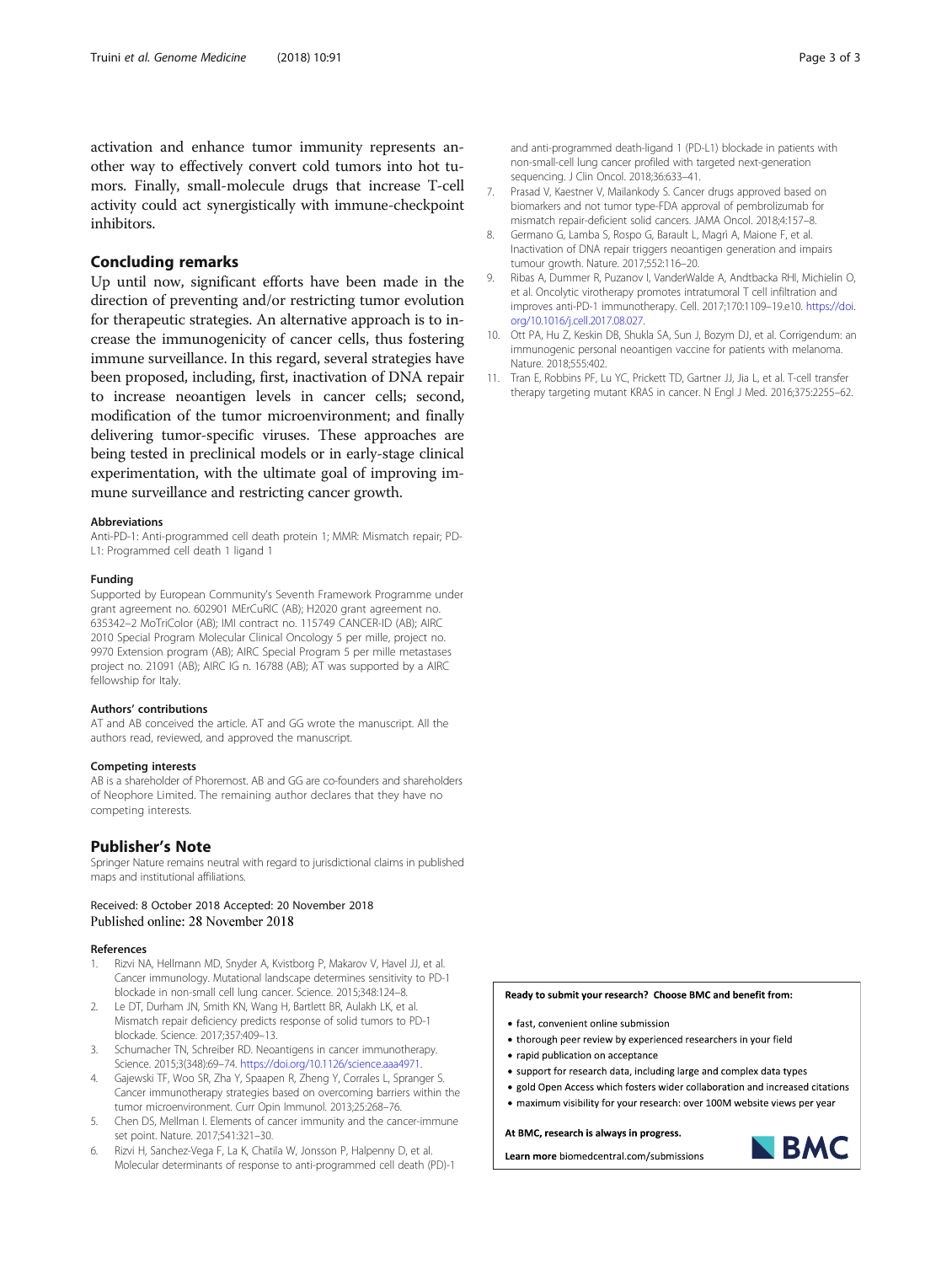activation and enhance tumor immunity represents another way to effectively convert cold tumors into hot tumors. Finally, small-molecule drugs that increase T-cell activity could act synergistically with immune-checkpoint inhibitors.

## Concluding remarks

Up until now, significant efforts have been made in the direction of preventing and/or restricting tumor evolution for therapeutic strategies. An alternative approach is to increase the immunogenicity of cancer cells, thus fostering immune surveillance. In this regard, several strategies have been proposed, including, first, inactivation of DNA repair to increase neoantigen levels in cancer cells; second, modification of the tumor microenvironment; and finally delivering tumor-specific viruses. These approaches are being tested in preclinical models or in early-stage clinical experimentation, with the ultimate goal of improving immune surveillance and restricting cancer growth.

#### Abbreviations

Anti-PD-1: Anti-programmed cell death protein 1; MMR: Mismatch repair; PD-L1: Programmed cell death 1 ligand 1

#### Funding

Supported by European Community's Seventh Framework Programme under grant agreement no. 602901 MErCuRIC (AB); H2020 grant agreement no. 635342–2 MoTriColor (AB); IMI contract no. 115749 CANCER-ID (AB); AIRC 2010 Special Program Molecular Clinical Oncology 5 per mille, project no. 9970 Extension program (AB); AIRC Special Program 5 per mille metastases project no. 21091 (AB); AIRC IG n. 16788 (AB); AT was supported by a AIRC fellowship for Italy.

#### Authors' contributions

AT and AB conceived the article. AT and GG wrote the manuscript. All the authors read, reviewed, and approved the manuscript.

#### Competing interests

AB is a shareholder of Phoremost. AB and GG are co-founders and shareholders of Neophore Limited. The remaining author declares that they have no competing interests.

## Publisher's Note

Springer Nature remains neutral with regard to jurisdictional claims in published maps and institutional affiliations.

Received: 8 October 2018 Accepted: 20 November 2018
Published online: 28 November 2018

#### References

1. Rizvi NA, Hellmann MD, Snyder A, Kvistborg P, Makarov V, Havel JJ, et al. Cancer immunology. Mutational landscape determines sensitivity to PD-1 blockade in non-small cell lung cancer. Science. 2015;348:124–8.
2. Le DT, Durham JN, Smith KN, Wang H, Bartlett BR, Aulakh LK, et al. Mismatch repair deficiency predicts response of solid tumors to PD-1 blockade. Science. 2017;357:409–13.
3. Schumacher TN, Schreiber RD. Neoantigens in cancer immunotherapy. Science. 2015;3(348):69–74. https://doi.org/10.1126/science.aaa4971.
4. Gajewski TF, Woo SR, Zha Y, Spaapen R, Zheng Y, Corrales L, Spranger S. Cancer immunotherapy strategies based on overcoming barriers within the tumor microenvironment. Curr Opin Immunol. 2013;25:268–76.
5. Chen DS, Mellman I. Elements of cancer immunity and the cancer-immune set point. Nature. 2017;541:321–30.
6. Rizvi H, Sanchez-Vega F, La K, Chatila W, Jonsson P, Halpenny D, et al. Molecular determinants of response to anti-programmed cell death (PD)-1 and anti-programmed death-ligand 1 (PD-L1) blockade in patients with non-small-cell lung cancer profiled with targeted next-generation sequencing. J Clin Oncol. 2018;36:633–41.
7. Prasad V, Kaestner V, Mailankody S. Cancer drugs approved based on biomarkers and not tumor type-FDA approval of pembrolizumab for mismatch repair-deficient solid cancers. JAMA Oncol. 2018;4:157–8.
8. Germano G, Lamba S, Rospo G, Barault L, Magrì A, Maione F, et al. Inactivation of DNA repair triggers neoantigen generation and impairs tumour growth. Nature. 2017;552:116–20.
9. Ribas A, Dummer R, Puzanov I, VanderWalde A, Andtbacka RHI, Michielin O, et al. Oncolytic virotherapy promotes intratumoral T cell infiltration and improves anti-PD-1 immunotherapy. Cell. 2017;170:1109–19.e10. https://doi.org/10.1016/j.cell.2017.08.027.
10. Ott PA, Hu Z, Keskin DB, Shukla SA, Sun J, Bozym DJ, et al. Corrigendum: an immunogenic personal neoantigen vaccine for patients with melanoma. Nature. 2018;555:402.
11. Tran E, Robbins PF, Lu YC, Prickett TD, Gartner JJ, Jia L, et al. T-cell transfer therapy targeting mutant KRAS in cancer. N Engl J Med. 2016;375:2255–62.

**Ready to submit your research? Choose BMC and benefit from:**

- fast, convenient online submission
- thorough peer review by experienced researchers in your field
- rapid publication on acceptance
- support for research data, including large and complex data types
- gold Open Access which fosters wider collaboration and increased citations
- maximum visibility for your research: over 100M website views per year

**At BMC, research is always in progress.**

**Learn more** biomedcentral.com/submissions

BMC